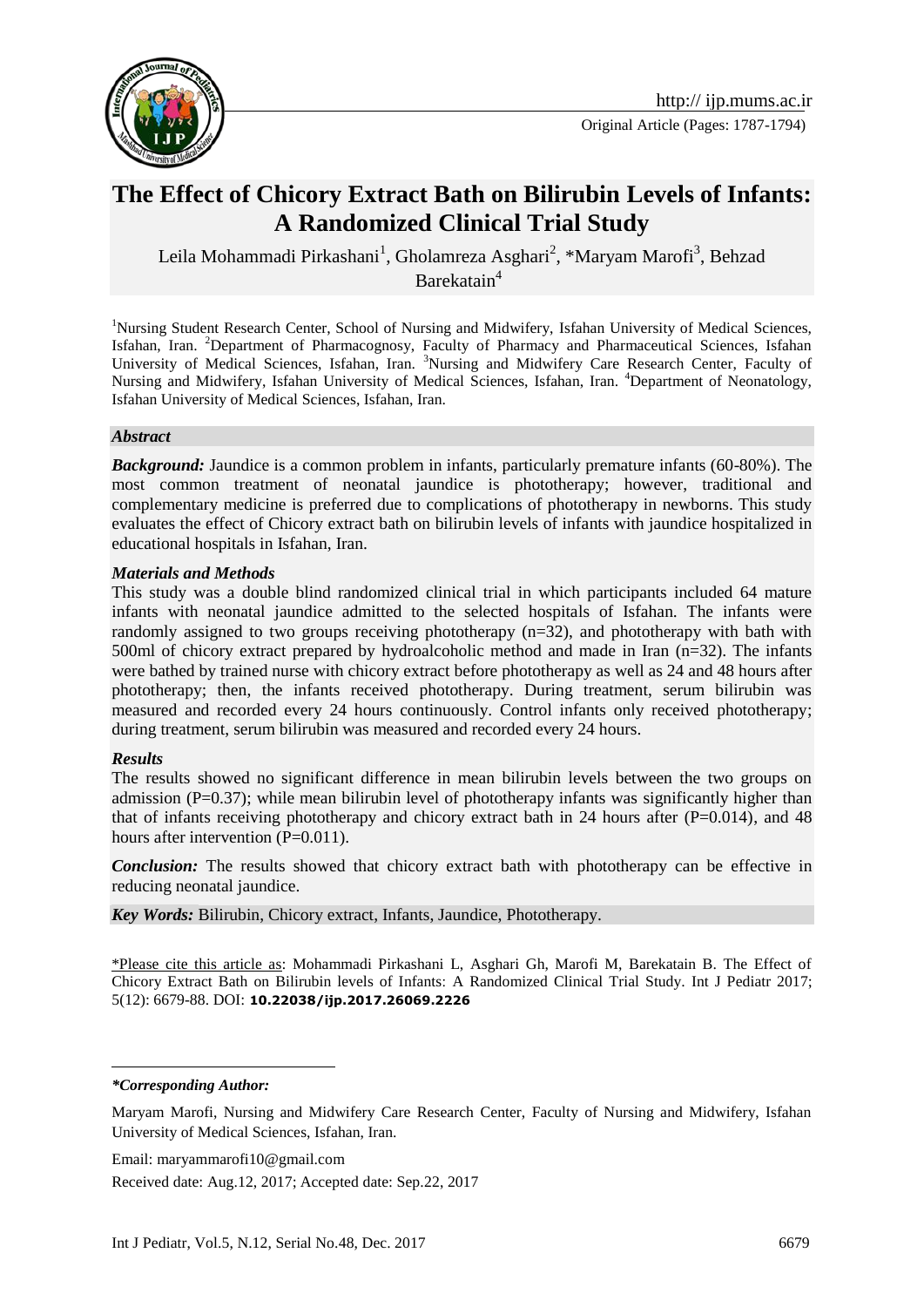http:// ijp.mums.ac.ir

Original Article (Pages: 1787-1794)

# The Effect of Chicory Extract Bath on Bilirubin Levels of Infants: A Randomized Clinical Trial Study

Leila Mohammadi Pirkashani[1], Gholamreza Asghari[2], *Maryam Marofi[3], Behzad Barekatain[4]

[1]Nursing Student Research Center, School of Nursing and Midwifery, Isfahan University of Medical Sciences, Isfahan, Iran. [2]Department of Pharmacognosy, Faculty of Pharmacy and Pharmaceutical Sciences, Isfahan University of Medical Sciences, Isfahan, Iran. [3]Nursing and Midwifery Care Research Center, Faculty of Nursing and Midwifery, Isfahan University of Medical Sciences, Isfahan, Iran. [4]Department of Neonatology, Isfahan University of Medical Sciences, Isfahan, Iran.

## *Abstract*

***Background:*** Jaundice is a common problem in infants, particularly premature infants (60-80%). The most common treatment of neonatal jaundice is phototherapy; however, traditional and complementary medicine is preferred due to complications of phototherapy in newborns. This study evaluates the effect of Chicory extract bath on bilirubin levels of infants with jaundice hospitalized in educational hospitals in Isfahan, Iran.

***Materials and Methods***

This study was a double blind randomized clinical trial in which participants included 64 mature infants with neonatal jaundice admitted to the selected hospitals of Isfahan. The infants were randomly assigned to two groups receiving phototherapy (n=32), and phototherapy with bath with 500ml of chicory extract prepared by hydroalcoholic method and made in Iran (n=32). The infants were bathed by trained nurse with chicory extract before phototherapy as well as 24 and 48 hours after phototherapy; then, the infants received phototherapy. During treatment, serum bilirubin was measured and recorded every 24 hours continuously. Control infants only received phototherapy; during treatment, serum bilirubin was measured and recorded every 24 hours.

***Results***

The results showed no significant difference in mean bilirubin levels between the two groups on admission (P=0.37); while mean bilirubin level of phototherapy infants was significantly higher than that of infants receiving phototherapy and chicory extract bath in 24 hours after (P=0.014), and 48 hours after intervention (P=0.011).

***Conclusion:*** The results showed that chicory extract bath with phototherapy can be effective in reducing neonatal jaundice.

***Key Words:*** Bilirubin, Chicory extract, Infants, Jaundice, Phototherapy.

\*Please cite this article as: Mohammadi Pirkashani L, Asghari Gh, Marofi M, Barekatain B. The Effect of Chicory Extract Bath on Bilirubin levels of Infants: A Randomized Clinical Trial Study. Int J Pediatr 2017; 5(12): 6679-88. DOI: **10.22038/ijp.2017.26069.2226**

---

***\*Corresponding Author:***

Maryam Marofi, Nursing and Midwifery Care Research Center, Faculty of Nursing and Midwifery, Isfahan University of Medical Sciences, Isfahan, Iran.

Email: maryammarofi10@gmail.com

Received date: Aug.12, 2017; Accepted date: Sep.22, 2017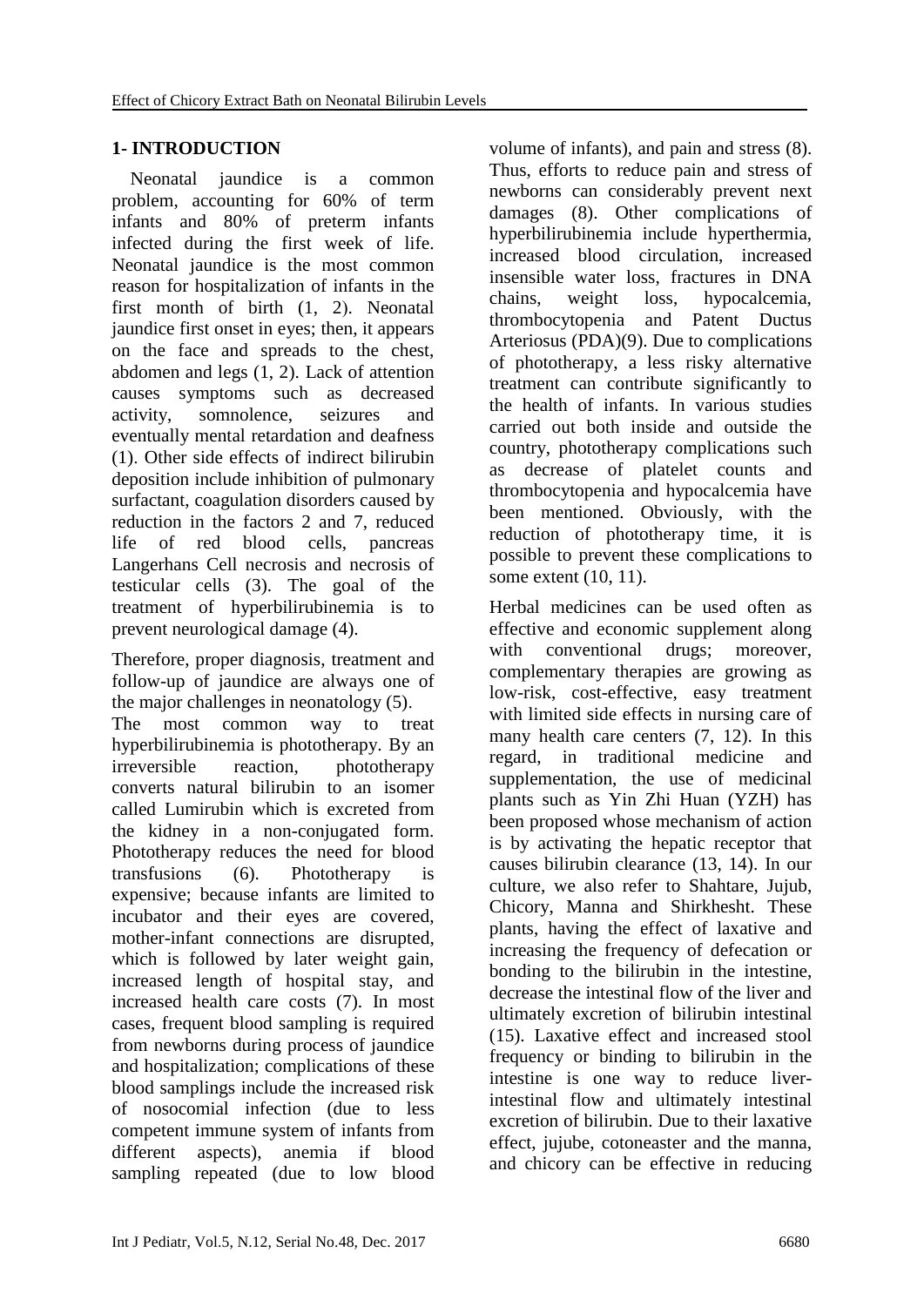## 1- INTRODUCTION

Neonatal jaundice is a common problem, accounting for 60% of term infants and 80% of preterm infants infected during the first week of life. Neonatal jaundice is the most common reason for hospitalization of infants in the first month of birth (1, 2). Neonatal jaundice first onset in eyes; then, it appears on the face and spreads to the chest, abdomen and legs (1, 2). Lack of attention causes symptoms such as decreased activity, somnolence, seizures and eventually mental retardation and deafness (1). Other side effects of indirect bilirubin deposition include inhibition of pulmonary surfactant, coagulation disorders caused by reduction in the factors 2 and 7, reduced life of red blood cells, pancreas Langerhans Cell necrosis and necrosis of testicular cells (3). The goal of the treatment of hyperbilirubinemia is to prevent neurological damage (4).

Therefore, proper diagnosis, treatment and follow-up of jaundice are always one of the major challenges in neonatology (5).

The most common way to treat hyperbilirubinemia is phototherapy. By an irreversible reaction, phototherapy converts natural bilirubin to an isomer called Lumirubin which is excreted from the kidney in a non-conjugated form. Phototherapy reduces the need for blood transfusions (6). Phototherapy is expensive; because infants are limited to incubator and their eyes are covered, mother-infant connections are disrupted, which is followed by later weight gain, increased length of hospital stay, and increased health care costs (7). In most cases, frequent blood sampling is required from newborns during process of jaundice and hospitalization; complications of these blood samplings include the increased risk of nosocomial infection (due to less competent immune system of infants from different aspects), anemia if blood sampling repeated (due to low blood volume of infants), and pain and stress (8). Thus, efforts to reduce pain and stress of newborns can considerably prevent next damages (8). Other complications of hyperbilirubinemia include hyperthermia, increased blood circulation, increased insensible water loss, fractures in DNA chains, weight loss, hypocalcemia, thrombocytopenia and Patent Ductus Arteriosus (PDA)(9). Due to complications of phototherapy, a less risky alternative treatment can contribute significantly to the health of infants. In various studies carried out both inside and outside the country, phototherapy complications such as decrease of platelet counts and thrombocytopenia and hypocalcemia have been mentioned. Obviously, with the reduction of phototherapy time, it is possible to prevent these complications to some extent (10, 11).

Herbal medicines can be used often as effective and economic supplement along with conventional drugs; moreover, complementary therapies are growing as low-risk, cost-effective, easy treatment with limited side effects in nursing care of many health care centers (7, 12). In this regard, in traditional medicine and supplementation, the use of medicinal plants such as Yin Zhi Huan (YZH) has been proposed whose mechanism of action is by activating the hepatic receptor that causes bilirubin clearance (13, 14). In our culture, we also refer to Shahtare, Jujub, Chicory, Manna and Shirkhesht. These plants, having the effect of laxative and increasing the frequency of defecation or bonding to the bilirubin in the intestine, decrease the intestinal flow of the liver and ultimately excretion of bilirubin intestinal (15). Laxative effect and increased stool frequency or binding to bilirubin in the intestine is one way to reduce liver-intestinal flow and ultimately intestinal excretion of bilirubin. Due to their laxative effect, jujube, cotoneaster and the manna, and chicory can be effective in reducing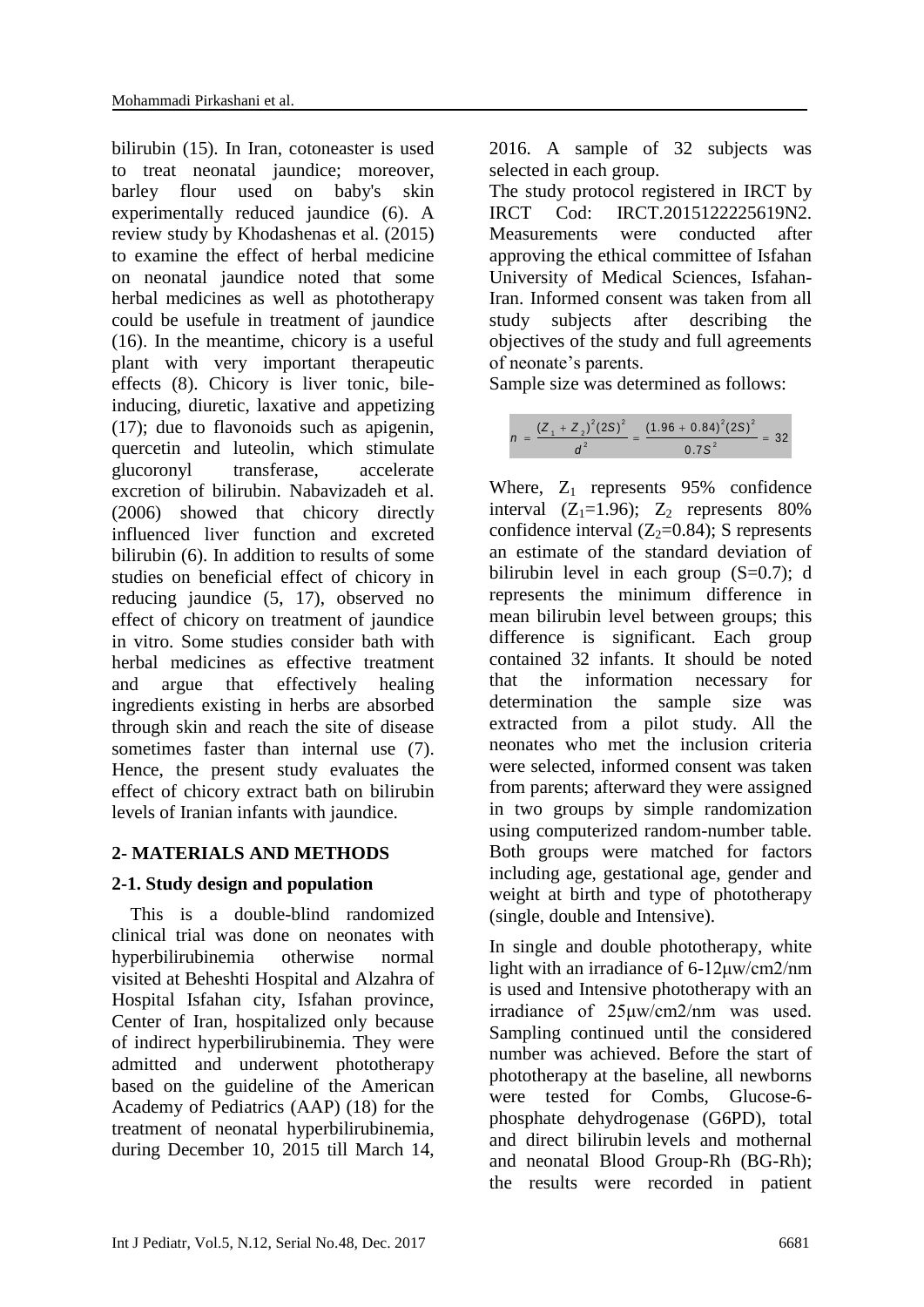bilirubin (15). In Iran, cotoneaster is used to treat neonatal jaundice; moreover, barley flour used on baby's skin experimentally reduced jaundice (6). A review study by Khodashenas et al. (2015) to examine the effect of herbal medicine on neonatal jaundice noted that some herbal medicines as well as phototherapy could be usefule in treatment of jaundice (16). In the meantime, chicory is a useful plant with very important therapeutic effects (8). Chicory is liver tonic, bile-inducing, diuretic, laxative and appetizing (17); due to flavonoids such as apigenin, quercetin and luteolin, which stimulate glucoronyl transferase, accelerate excretion of bilirubin. Nabavizadeh et al. (2006) showed that chicory directly influenced liver function and excreted bilirubin (6). In addition to results of some studies on beneficial effect of chicory in reducing jaundice (5, 17), observed no effect of chicory on treatment of jaundice in vitro. Some studies consider bath with herbal medicines as effective treatment and argue that effectively healing ingredients existing in herbs are absorbed through skin and reach the site of disease sometimes faster than internal use (7). Hence, the present study evaluates the effect of chicory extract bath on bilirubin levels of Iranian infants with jaundice.

## 2- MATERIALS AND METHODS

### 2-1. Study design and population

This is a double-blind randomized clinical trial was done on neonates with hyperbilirubinemia otherwise normal visited at Beheshti Hospital and Alzahra of Hospital Isfahan city, Isfahan province, Center of Iran, hospitalized only because of indirect hyperbilirubinemia. They were admitted and underwent phototherapy based on the guideline of the American Academy of Pediatrics (AAP) (18) for the treatment of neonatal hyperbilirubinemia, during December 10, 2015 till March 14, 2016. A sample of 32 subjects was selected in each group.

The study protocol registered in IRCT by IRCT Cod: IRCT.2015122225619N2. Measurements were conducted after approving the ethical committee of Isfahan University of Medical Sciences, Isfahan-Iran. Informed consent was taken from all study subjects after describing the objectives of the study and full agreements of neonate's parents.

Sample size was determined as follows:

$$n = \frac{(Z_1 + Z_2)^2 (2S)^2}{d^2} = \frac{(1.96 + 0.84)^2 (2S)^2}{0.7S^2} = 32$$

Where, $Z_1$ represents 95% confidence interval ($Z_1$=1.96); $Z_2$ represents 80% confidence interval ($Z_2$=0.84); S represents an estimate of the standard deviation of bilirubin level in each group (S=0.7); d represents the minimum difference in mean bilirubin level between groups; this difference is significant. Each group contained 32 infants. It should be noted that the information necessary for determination the sample size was extracted from a pilot study. All the neonates who met the inclusion criteria were selected, informed consent was taken from parents; afterward they were assigned in two groups by simple randomization using computerized random-number table. Both groups were matched for factors including age, gestational age, gender and weight at birth and type of phototherapy (single, double and Intensive).

In single and double phototherapy, white light with an irradiance of 6-12μw/cm2/nm is used and Intensive phototherapy with an irradiance of 25μw/cm2/nm was used. Sampling continued until the considered number was achieved. Before the start of phototherapy at the baseline, all newborns were tested for Combs, Glucose-6-phosphate dehydrogenase (G6PD), total and direct bilirubin levels and mothernal and neonatal Blood Group-Rh (BG-Rh); the results were recorded in patient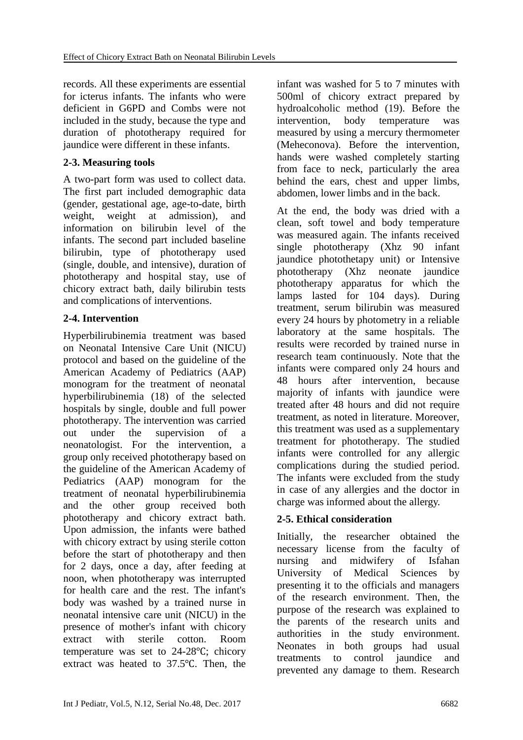records. All these experiments are essential for icterus infants. The infants who were deficient in G6PD and Combs were not included in the study, because the type and duration of phototherapy required for jaundice were different in these infants.

## 2-3. Measuring tools

A two-part form was used to collect data. The first part included demographic data (gender, gestational age, age-to-date, birth weight, weight at admission), and information on bilirubin level of the infants. The second part included baseline bilirubin, type of phototherapy used (single, double, and intensive), duration of phototherapy and hospital stay, use of chicory extract bath, daily bilirubin tests and complications of interventions.

## 2-4. Intervention

Hyperbilirubinemia treatment was based on Neonatal Intensive Care Unit (NICU) protocol and based on the guideline of the American Academy of Pediatrics (AAP) monogram for the treatment of neonatal hyperbilirubinemia (18) of the selected hospitals by single, double and full power phototherapy. The intervention was carried out under the supervision of a neonatologist. For the intervention, a group only received phototherapy based on the guideline of the American Academy of Pediatrics (AAP) monogram for the treatment of neonatal hyperbilirubinemia and the other group received both phototherapy and chicory extract bath. Upon admission, the infants were bathed with chicory extract by using sterile cotton before the start of phototherapy and then for 2 days, once a day, after feeding at noon, when phototherapy was interrupted for health care and the rest. The infant's body was washed by a trained nurse in neonatal intensive care unit (NICU) in the presence of mother's infant with chicory extract with sterile cotton. Room temperature was set to 24-28℃; chicory extract was heated to 37.5℃. Then, the infant was washed for 5 to 7 minutes with 500ml of chicory extract prepared by hydroalcoholic method (19). Before the intervention, body temperature was measured by using a mercury thermometer (Meheconova). Before the intervention, hands were washed completely starting from face to neck, particularly the area behind the ears, chest and upper limbs, abdomen, lower limbs and in the back.

At the end, the body was dried with a clean, soft towel and body temperature was measured again. The infants received single phototherapy (Xhz 90 infant jaundice photothetapy unit) or Intensive phototherapy (Xhz neonate jaundice phototherapy apparatus for which the lamps lasted for 104 days). During treatment, serum bilirubin was measured every 24 hours by photometry in a reliable laboratory at the same hospitals. The results were recorded by trained nurse in research team continuously. Note that the infants were compared only 24 hours and 48 hours after intervention, because majority of infants with jaundice were treated after 48 hours and did not require treatment, as noted in literature. Moreover, this treatment was used as a supplementary treatment for phototherapy. The studied infants were controlled for any allergic complications during the studied period. The infants were excluded from the study in case of any allergies and the doctor in charge was informed about the allergy.

## 2-5. Ethical consideration

Initially, the researcher obtained the necessary license from the faculty of nursing and midwifery of Isfahan University of Medical Sciences by presenting it to the officials and managers of the research environment. Then, the purpose of the research was explained to the parents of the research units and authorities in the study environment. Neonates in both groups had usual treatments to control jaundice and prevented any damage to them. Research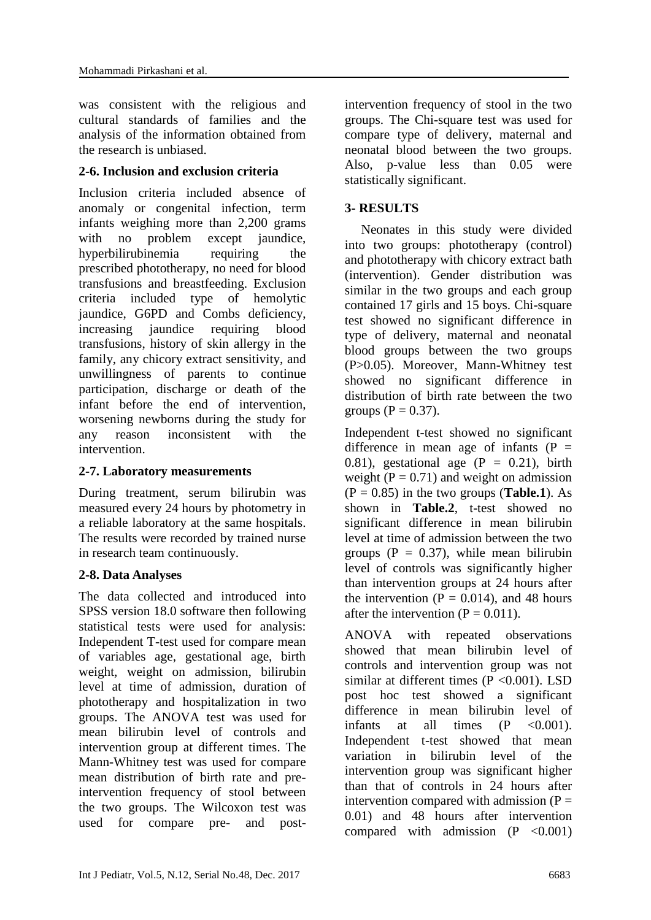was consistent with the religious and cultural standards of families and the analysis of the information obtained from the research is unbiased.

### 2-6. Inclusion and exclusion criteria

Inclusion criteria included absence of anomaly or congenital infection, term infants weighing more than 2,200 grams with no problem except jaundice, hyperbilirubinemia requiring the prescribed phototherapy, no need for blood transfusions and breastfeeding. Exclusion criteria included type of hemolytic jaundice, G6PD and Combs deficiency, increasing jaundice requiring blood transfusions, history of skin allergy in the family, any chicory extract sensitivity, and unwillingness of parents to continue participation, discharge or death of the infant before the end of intervention, worsening newborns during the study for any reason inconsistent with the intervention.

### 2-7. Laboratory measurements

During treatment, serum bilirubin was measured every 24 hours by photometry in a reliable laboratory at the same hospitals. The results were recorded by trained nurse in research team continuously.

### 2-8. Data Analyses

The data collected and introduced into SPSS version 18.0 software then following statistical tests were used for analysis: Independent T-test used for compare mean of variables age, gestational age, birth weight, weight on admission, bilirubin level at time of admission, duration of phototherapy and hospitalization in two groups. The ANOVA test was used for mean bilirubin level of controls and intervention group at different times. The Mann-Whitney test was used for compare mean distribution of birth rate and pre-intervention frequency of stool between the two groups. The Wilcoxon test was used for compare pre- and post-intervention frequency of stool in the two groups. The Chi-square test was used for compare type of delivery, maternal and neonatal blood between the two groups. Also, p-value less than 0.05 were statistically significant.

## 3- RESULTS

Neonates in this study were divided into two groups: phototherapy (control) and phototherapy with chicory extract bath (intervention). Gender distribution was similar in the two groups and each group contained 17 girls and 15 boys. Chi-square test showed no significant difference in type of delivery, maternal and neonatal blood groups between the two groups ($P>0.05$). Moreover, Mann-Whitney test showed no significant difference in distribution of birth rate between the two groups ($P = 0.37$).

Independent t-test showed no significant difference in mean age of infants ($P = 0.81$), gestational age ($P = 0.21$), birth weight ($P = 0.71$) and weight on admission ($P = 0.85$) in the two groups (**Table.1**). As shown in **Table.2**, t-test showed no significant difference in mean bilirubin level at time of admission between the two groups ($P = 0.37$), while mean bilirubin level of controls was significantly higher than intervention groups at 24 hours after the intervention ($P = 0.014$), and 48 hours after the intervention ($P = 0.011$).

ANOVA with repeated observations showed that mean bilirubin level of controls and intervention group was not similar at different times ($P <0.001$). LSD post hoc test showed a significant difference in mean bilirubin level of infants at all times ($P <0.001$). Independent t-test showed that mean variation in bilirubin level of the intervention group was significant higher than that of controls in 24 hours after intervention compared with admission ($P = 0.01$) and 48 hours after intervention compared with admission ($P <0.001$)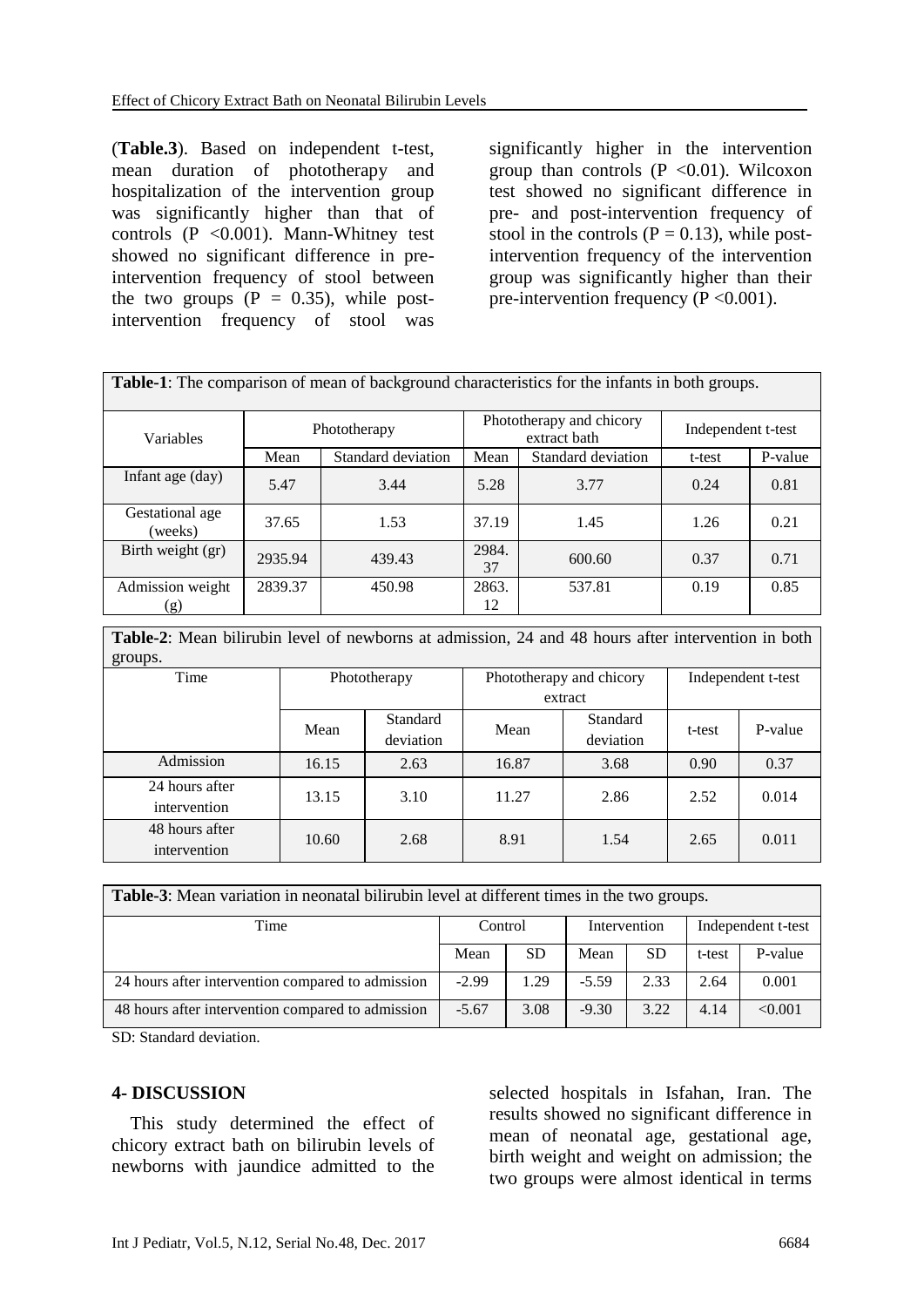(**Table.3**). Based on independent t-test, mean duration of phototherapy and hospitalization of the intervention group was significantly higher than that of controls (P <0.001). Mann-Whitney test showed no significant difference in pre-intervention frequency of stool between the two groups (P = 0.35), while post-intervention frequency of stool was significantly higher in the intervention group than controls (P <0.01). Wilcoxon test showed no significant difference in pre- and post-intervention frequency of stool in the controls (P = 0.13), while post-intervention frequency of the intervention group was significantly higher than their pre-intervention frequency (P <0.001).

**Table-1**: The comparison of mean of background characteristics for the infants in both groups.

| Variables | Phototherapy | | Phototherapy and chicory extract bath | | Independent t-test | |
|---|---|---|---|---|---|---|
| | Mean | Standard deviation | Mean | Standard deviation | t-test | P-value |
| Infant age (day) | 5.47 | 3.44 | 5.28 | 3.77 | 0.24 | 0.81 |
| Gestational age (weeks) | 37.65 | 1.53 | 37.19 | 1.45 | 1.26 | 0.21 |
| Birth weight (gr) | 2935.94 | 439.43 | 2984.37 | 600.60 | 0.37 | 0.71 |
| Admission weight (g) | 2839.37 | 450.98 | 2863.12 | 537.81 | 0.19 | 0.85 |

**Table-2**: Mean bilirubin level of newborns at admission, 24 and 48 hours after intervention in both groups.

| Time | Phototherapy | | Phototherapy and chicory extract | | Independent t-test | |
|---|---|---|---|---|---|---|
| | Mean | Standard deviation | Mean | Standard deviation | t-test | P-value |
| Admission | 16.15 | 2.63 | 16.87 | 3.68 | 0.90 | 0.37 |
| 24 hours after intervention | 13.15 | 3.10 | 11.27 | 2.86 | 2.52 | 0.014 |
| 48 hours after intervention | 10.60 | 2.68 | 8.91 | 1.54 | 2.65 | 0.011 |

**Table-3**: Mean variation in neonatal bilirubin level at different times in the two groups.

| Time | Control | | Intervention | | Independent t-test | |
|---|---|---|---|---|---|---|
| | Mean | SD | Mean | SD | t-test | P-value |
| 24 hours after intervention compared to admission | -2.99 | 1.29 | -5.59 | 2.33 | 2.64 | 0.001 |
| 48 hours after intervention compared to admission | -5.67 | 3.08 | -9.30 | 3.22 | 4.14 | <0.001 |

SD: Standard deviation.

## 4- DISCUSSION

This study determined the effect of chicory extract bath on bilirubin levels of newborns with jaundice admitted to the selected hospitals in Isfahan, Iran. The results showed no significant difference in mean of neonatal age, gestational age, birth weight and weight on admission; the two groups were almost identical in terms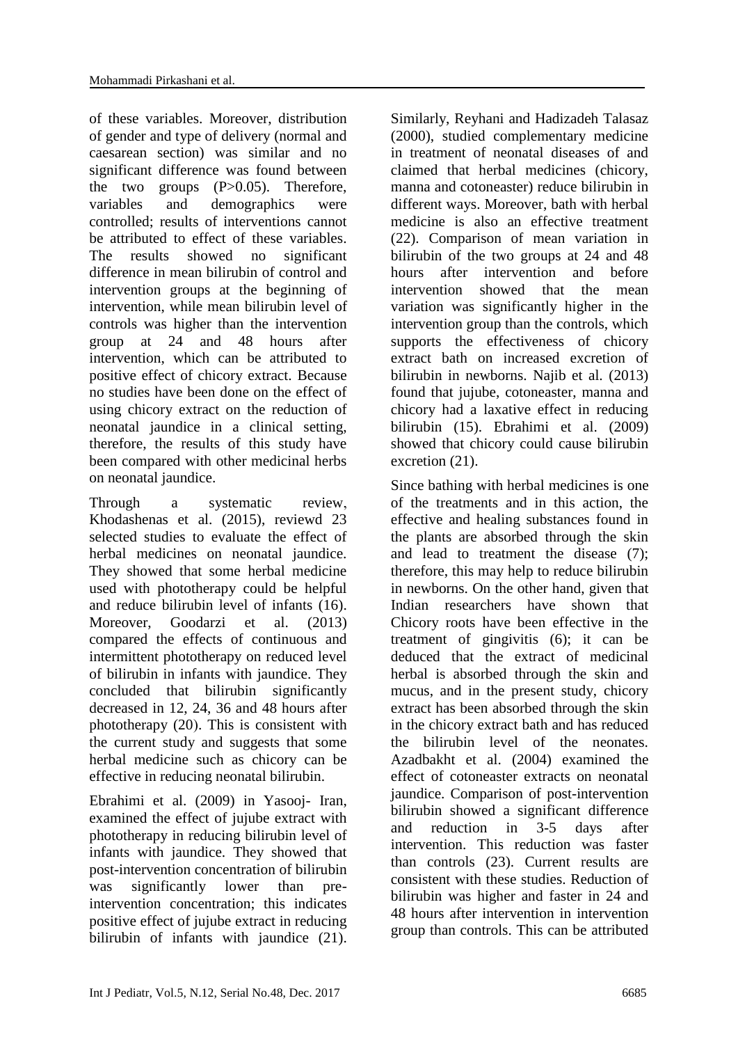of these variables. Moreover, distribution of gender and type of delivery (normal and caesarean section) was similar and no significant difference was found between the two groups (P>0.05). Therefore, variables and demographics were controlled; results of interventions cannot be attributed to effect of these variables. The results showed no significant difference in mean bilirubin of control and intervention groups at the beginning of intervention, while mean bilirubin level of controls was higher than the intervention group at 24 and 48 hours after intervention, which can be attributed to positive effect of chicory extract. Because no studies have been done on the effect of using chicory extract on the reduction of neonatal jaundice in a clinical setting, therefore, the results of this study have been compared with other medicinal herbs on neonatal jaundice.

Through a systematic review, Khodashenas et al. (2015), reviewd 23 selected studies to evaluate the effect of herbal medicines on neonatal jaundice. They showed that some herbal medicine used with phototherapy could be helpful and reduce bilirubin level of infants (16). Moreover, Goodarzi et al. (2013) compared the effects of continuous and intermittent phototherapy on reduced level of bilirubin in infants with jaundice. They concluded that bilirubin significantly decreased in 12, 24, 36 and 48 hours after phototherapy (20). This is consistent with the current study and suggests that some herbal medicine such as chicory can be effective in reducing neonatal bilirubin.

Ebrahimi et al. (2009) in Yasooj- Iran, examined the effect of jujube extract with phototherapy in reducing bilirubin level of infants with jaundice. They showed that post-intervention concentration of bilirubin was significantly lower than pre-intervention concentration; this indicates positive effect of jujube extract in reducing bilirubin of infants with jaundice (21). Similarly, Reyhani and Hadizadeh Talasaz (2000), studied complementary medicine in treatment of neonatal diseases of and claimed that herbal medicines (chicory, manna and cotoneaster) reduce bilirubin in different ways. Moreover, bath with herbal medicine is also an effective treatment (22). Comparison of mean variation in bilirubin of the two groups at 24 and 48 hours after intervention and before intervention showed that the mean variation was significantly higher in the intervention group than the controls, which supports the effectiveness of chicory extract bath on increased excretion of bilirubin in newborns. Najib et al. (2013) found that jujube, cotoneaster, manna and chicory had a laxative effect in reducing bilirubin (15). Ebrahimi et al. (2009) showed that chicory could cause bilirubin excretion (21).

Since bathing with herbal medicines is one of the treatments and in this action, the effective and healing substances found in the plants are absorbed through the skin and lead to treatment the disease (7); therefore, this may help to reduce bilirubin in newborns. On the other hand, given that Indian researchers have shown that Chicory roots have been effective in the treatment of gingivitis (6); it can be deduced that the extract of medicinal herbal is absorbed through the skin and mucus, and in the present study, chicory extract has been absorbed through the skin in the chicory extract bath and has reduced the bilirubin level of the neonates. Azadbakht et al. (2004) examined the effect of cotoneaster extracts on neonatal jaundice. Comparison of post-intervention bilirubin showed a significant difference and reduction in 3-5 days after intervention. This reduction was faster than controls (23). Current results are consistent with these studies. Reduction of bilirubin was higher and faster in 24 and 48 hours after intervention in intervention group than controls. This can be attributed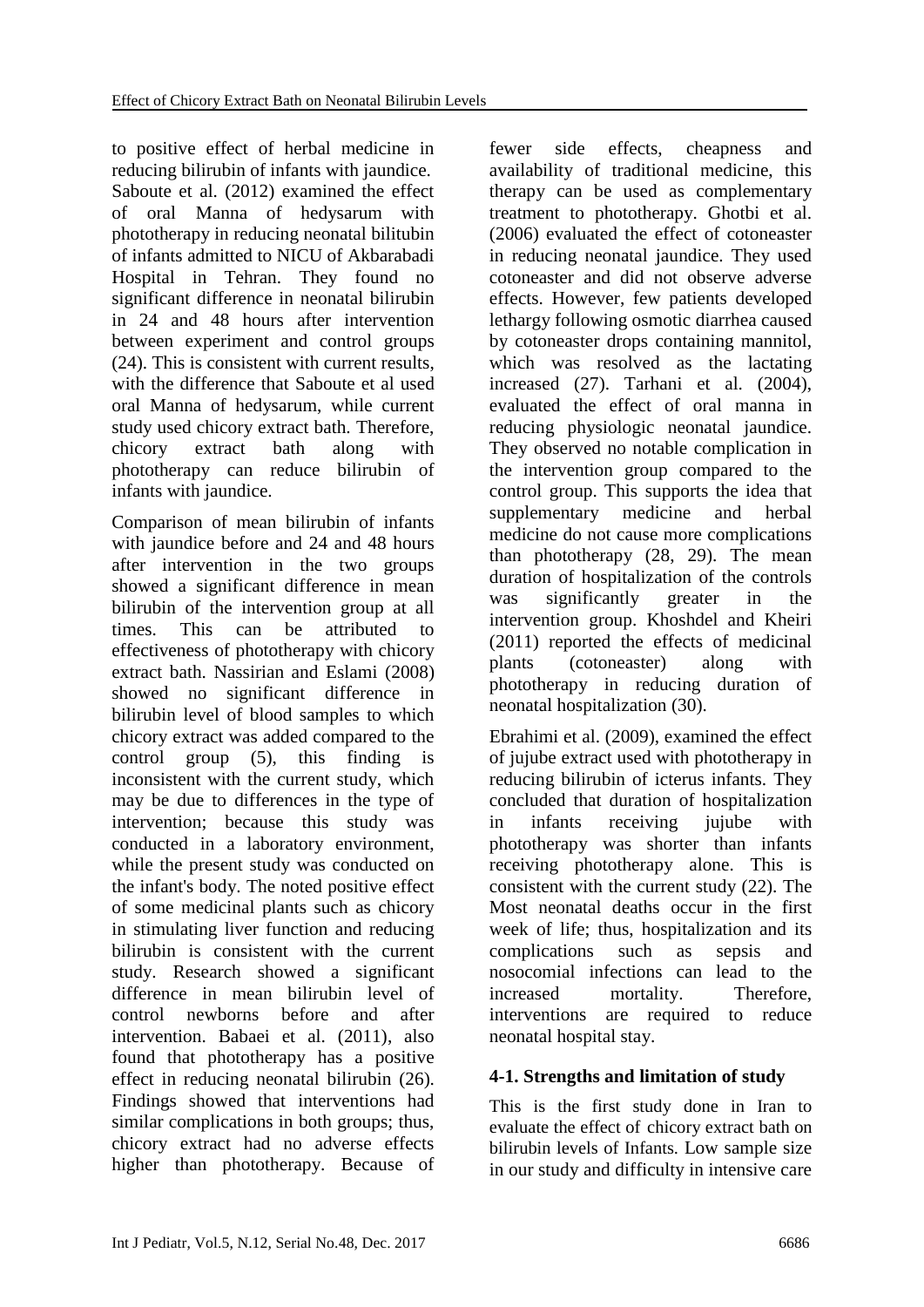to positive effect of herbal medicine in reducing bilirubin of infants with jaundice. Saboute et al. (2012) examined the effect of oral Manna of hedysarum with phototherapy in reducing neonatal bilitubin of infants admitted to NICU of Akbarabadi Hospital in Tehran. They found no significant difference in neonatal bilirubin in 24 and 48 hours after intervention between experiment and control groups (24). This is consistent with current results, with the difference that Saboute et al used oral Manna of hedysarum, while current study used chicory extract bath. Therefore, chicory extract bath along with phototherapy can reduce bilirubin of infants with jaundice.

Comparison of mean bilirubin of infants with jaundice before and 24 and 48 hours after intervention in the two groups showed a significant difference in mean bilirubin of the intervention group at all times. This can be attributed to effectiveness of phototherapy with chicory extract bath. Nassirian and Eslami (2008) showed no significant difference in bilirubin level of blood samples to which chicory extract was added compared to the control group (5), this finding is inconsistent with the current study, which may be due to differences in the type of intervention; because this study was conducted in a laboratory environment, while the present study was conducted on the infant's body. The noted positive effect of some medicinal plants such as chicory in stimulating liver function and reducing bilirubin is consistent with the current study. Research showed a significant difference in mean bilirubin level of control newborns before and after intervention. Babaei et al. (2011), also found that phototherapy has a positive effect in reducing neonatal bilirubin (26). Findings showed that interventions had similar complications in both groups; thus, chicory extract had no adverse effects higher than phototherapy. Because of fewer side effects, cheapness and availability of traditional medicine, this therapy can be used as complementary treatment to phototherapy. Ghotbi et al. (2006) evaluated the effect of cotoneaster in reducing neonatal jaundice. They used cotoneaster and did not observe adverse effects. However, few patients developed lethargy following osmotic diarrhea caused by cotoneaster drops containing mannitol, which was resolved as the lactating increased (27). Tarhani et al. (2004), evaluated the effect of oral manna in reducing physiologic neonatal jaundice. They observed no notable complication in the intervention group compared to the control group. This supports the idea that supplementary medicine and herbal medicine do not cause more complications than phototherapy (28, 29). The mean duration of hospitalization of the controls was significantly greater in the intervention group. Khoshdel and Kheiri (2011) reported the effects of medicinal plants (cotoneaster) along with phototherapy in reducing duration of neonatal hospitalization (30).

Ebrahimi et al. (2009), examined the effect of jujube extract used with phototherapy in reducing bilirubin of icterus infants. They concluded that duration of hospitalization in infants receiving jujube with phototherapy was shorter than infants receiving phototherapy alone. This is consistent with the current study (22). The Most neonatal deaths occur in the first week of life; thus, hospitalization and its complications such as sepsis and nosocomial infections can lead to the increased mortality. Therefore, interventions are required to reduce neonatal hospital stay.

## 4-1. Strengths and limitation of study

This is the first study done in Iran to evaluate the effect of chicory extract bath on bilirubin levels of Infants. Low sample size in our study and difficulty in intensive care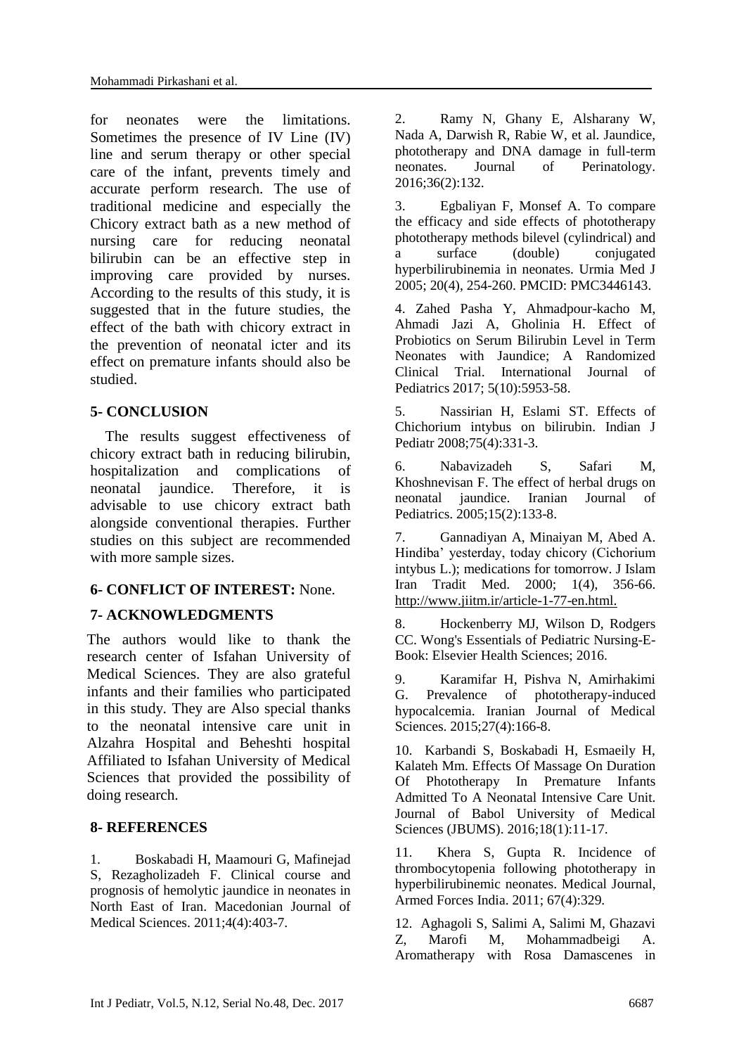for neonates were the limitations. Sometimes the presence of IV Line (IV) line and serum therapy or other special care of the infant, prevents timely and accurate perform research. The use of traditional medicine and especially the Chicory extract bath as a new method of nursing care for reducing neonatal bilirubin can be an effective step in improving care provided by nurses. According to the results of this study, it is suggested that in the future studies, the effect of the bath with chicory extract in the prevention of neonatal icter and its effect on premature infants should also be studied.

## 5- CONCLUSION

The results suggest effectiveness of chicory extract bath in reducing bilirubin, hospitalization and complications of neonatal jaundice. Therefore, it is advisable to use chicory extract bath alongside conventional therapies. Further studies on this subject are recommended with more sample sizes.

## 6- CONFLICT OF INTEREST: None.

## 7- ACKNOWLEDGMENTS

The authors would like to thank the research center of Isfahan University of Medical Sciences. They are also grateful infants and their families who participated in this study. They are Also special thanks to the neonatal intensive care unit in Alzahra Hospital and Beheshti hospital Affiliated to Isfahan University of Medical Sciences that provided the possibility of doing research.

## 8- REFERENCES

1. Boskabadi H, Maamouri G, Mafinejad S, Rezagholizadeh F. Clinical course and prognosis of hemolytic jaundice in neonates in North East of Iran. Macedonian Journal of Medical Sciences. 2011;4(4):403-7.

2. Ramy N, Ghany E, Alsharany W, Nada A, Darwish R, Rabie W, et al. Jaundice, phototherapy and DNA damage in full-term neonates. Journal of Perinatology. 2016;36(2):132.

3. Egbaliyan F, Monsef A. To compare the efficacy and side effects of phototherapy phototherapy methods bilevel (cylindrical) and a surface (double) conjugated hyperbilirubinemia in neonates. Urmia Med J 2005; 20(4), 254-260. PMCID: PMC3446143.

4. Zahed Pasha Y, Ahmadpour-kacho M, Ahmadi Jazi A, Gholinia H. Effect of Probiotics on Serum Bilirubin Level in Term Neonates with Jaundice; A Randomized Clinical Trial. International Journal of Pediatrics 2017; 5(10):5953-58.

5. Nassirian H, Eslami ST. Effects of Chichorium intybus on bilirubin. Indian J Pediatr 2008;75(4):331-3.

6. Nabavizadeh S, Safari M, Khoshnevisan F. The effect of herbal drugs on neonatal jaundice. Iranian Journal of Pediatrics. 2005;15(2):133-8.

7. Gannadiyan A, Minaiyan M, Abed A. Hindiba' yesterday, today chicory (Cichorium intybus L.); medications for tomorrow. J Islam Iran Tradit Med. 2000; 1(4), 356-66. http://www.jiitm.ir/article-1-77-en.html.

8. Hockenberry MJ, Wilson D, Rodgers CC. Wong's Essentials of Pediatric Nursing-E-Book: Elsevier Health Sciences; 2016.

9. Karamifar H, Pishva N, Amirhakimi G. Prevalence of phototherapy-induced hypocalcemia. Iranian Journal of Medical Sciences. 2015;27(4):166-8.

10. Karbandi S, Boskabadi H, Esmaeily H, Kalateh Mm. Effects Of Massage On Duration Of Phototherapy In Premature Infants Admitted To A Neonatal Intensive Care Unit. Journal of Babol University of Medical Sciences (JBUMS). 2016;18(1):11-17.

11. Khera S, Gupta R. Incidence of thrombocytopenia following phototherapy in hyperbilirubinemic neonates. Medical Journal, Armed Forces India. 2011; 67(4):329.

12. Aghagoli S, Salimi A, Salimi M, Ghazavi Z, Marofi M, Mohammadbeigi A. Aromatherapy with Rosa Damascenes in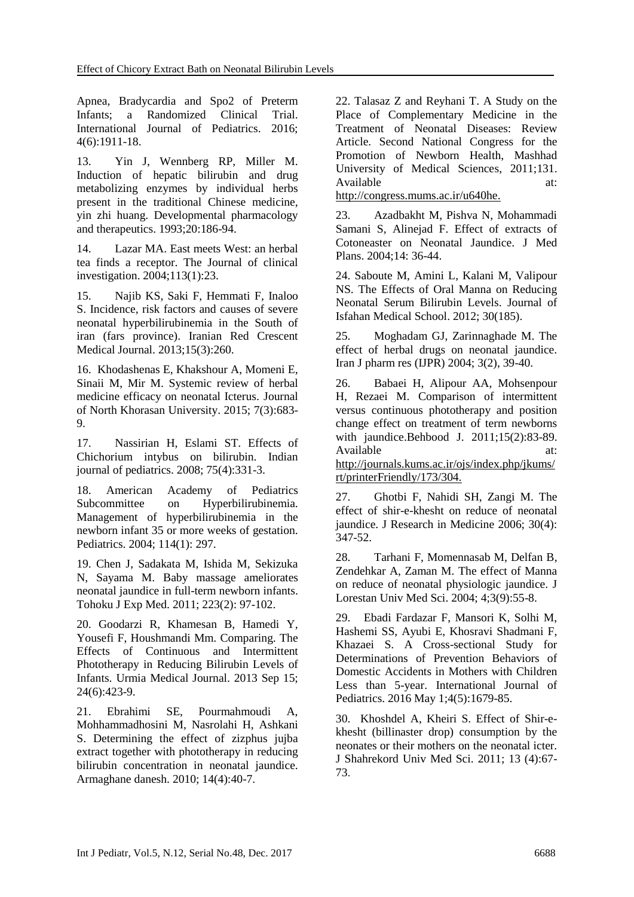Apnea, Bradycardia and Spo2 of Preterm Infants; a Randomized Clinical Trial. International Journal of Pediatrics. 2016; 4(6):1911-18.

13. Yin J, Wennberg RP, Miller M. Induction of hepatic bilirubin and drug metabolizing enzymes by individual herbs present in the traditional Chinese medicine, yin zhi huang. Developmental pharmacology and therapeutics. 1993;20:186-94.

14. Lazar MA. East meets West: an herbal tea finds a receptor. The Journal of clinical investigation. 2004;113(1):23.

15. Najib KS, Saki F, Hemmati F, Inaloo S. Incidence, risk factors and causes of severe neonatal hyperbilirubinemia in the South of iran (fars province). Iranian Red Crescent Medical Journal. 2013;15(3):260.

16. Khodashenas E, Khakshour A, Momeni E, Sinaii M, Mir M. Systemic review of herbal medicine efficacy on neonatal Icterus. Journal of North Khorasan University. 2015; 7(3):683-9.

17. Nassirian H, Eslami ST. Effects of Chichorium intybus on bilirubin. Indian journal of pediatrics. 2008; 75(4):331-3.

18. American Academy of Pediatrics Subcommittee on Hyperbilirubinemia. Management of hyperbilirubinemia in the newborn infant 35 or more weeks of gestation. Pediatrics. 2004; 114(1): 297.

19. Chen J, Sadakata M, Ishida M, Sekizuka N, Sayama M. Baby massage ameliorates neonatal jaundice in full-term newborn infants. Tohoku J Exp Med. 2011; 223(2): 97-102.

20. Goodarzi R, Khamesan B, Hamedi Y, Yousefi F, Houshmandi Mm. Comparing. The Effects of Continuous and Intermittent Phototherapy in Reducing Bilirubin Levels of Infants. Urmia Medical Journal. 2013 Sep 15; 24(6):423-9.

21. Ebrahimi SE, Pourmahmoudi A, Mohhammadhosini M, Nasrolahi H, Ashkani S. Determining the effect of zizphus jujba extract together with phototherapy in reducing bilirubin concentration in neonatal jaundice. Armaghane danesh. 2010; 14(4):40-7.

22. Talasaz Z and Reyhani T. A Study on the Place of Complementary Medicine in the Treatment of Neonatal Diseases: Review Article. Second National Congress for the Promotion of Newborn Health, Mashhad University of Medical Sciences, 2011;131. Available at: http://congress.mums.ac.ir/u640he.

23. Azadbakht M, Pishva N, Mohammadi Samani S, Alinejad F. Effect of extracts of Cotoneaster on Neonatal Jaundice. J Med Plans. 2004;14: 36-44.

24. Saboute M, Amini L, Kalani M, Valipour NS. The Effects of Oral Manna on Reducing Neonatal Serum Bilirubin Levels. Journal of Isfahan Medical School. 2012; 30(185).

25. Moghadam GJ, Zarinnaghade M. The effect of herbal drugs on neonatal jaundice. Iran J pharm res (IJPR) 2004; 3(2), 39-40.

26. Babaei H, Alipour AA, Mohsenpour H, Rezaei M. Comparison of intermittent versus continuous phototherapy and position change effect on treatment of term newborns with jaundice.Behbood J. 2011;15(2):83-89. Available at: http://journals.kums.ac.ir/ojs/index.php/jkums/rt/printerFriendly/173/304.

27. Ghotbi F, Nahidi SH, Zangi M. The effect of shir-e-khesht on reduce of neonatal jaundice. J Research in Medicine 2006; 30(4): 347-52.

28. Tarhani F, Momennasab M, Delfan B, Zendehkar A, Zaman M. The effect of Manna on reduce of neonatal physiologic jaundice. J Lorestan Univ Med Sci. 2004; 4;3(9):55-8.

29. Ebadi Fardazar F, Mansori K, Solhi M, Hashemi SS, Ayubi E, Khosravi Shadmani F, Khazaei S. A Cross-sectional Study for Determinations of Prevention Behaviors of Domestic Accidents in Mothers with Children Less than 5-year. International Journal of Pediatrics. 2016 May 1;4(5):1679-85.

30. Khoshdel A, Kheiri S. Effect of Shir-e-khesht (billinaster drop) consumption by the neonates or their mothers on the neonatal icter. J Shahrekord Univ Med Sci. 2011; 13 (4):67-73.